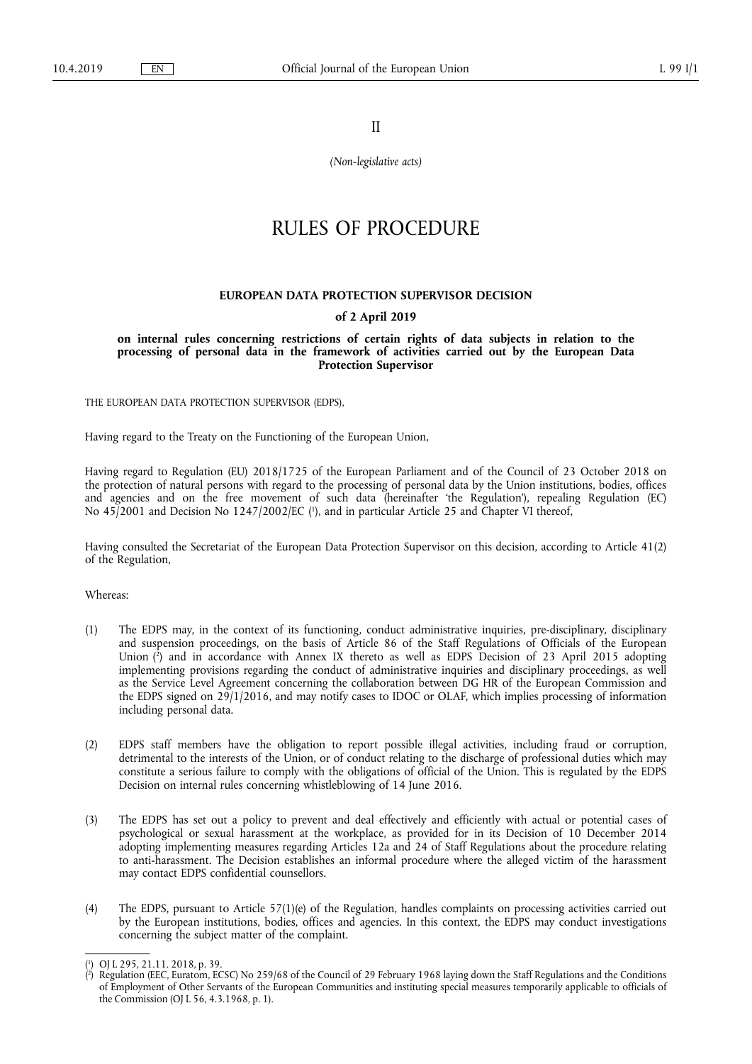II

*(Non-legislative acts)*

# RULES OF PROCEDURE

## EUROPEAN DATA PROTECTION SUPERVISOR DECISION

### of 2 April 2019

### on internal rules concerning restrictions of certain rights of data subjects in relation to the processing of personal data in the framework of activities carried out by the European Data Protection Supervisor

THE EUROPEAN DATA PROTECTION SUPERVISOR (EDPS),

Having regard to the Treaty on the Functioning of the European Union,

Having regard to Regulation (EU) 2018/1725 of the European Parliament and of the Council of 23 October 2018 on the protection of natural persons with regard to the processing of personal data by the Union institutions, bodies, offices and agencies and on the free movement of such data (hereinafter 'the Regulation'), repealing Regulation (EC) No 45/2001 and Decision No 1247/2002/EC [1], and in particular Article 25 and Chapter VI thereof,

Having consulted the Secretariat of the European Data Protection Supervisor on this decision, according to Article 41(2) of the Regulation,

Whereas:

(1) The EDPS may, in the context of its functioning, conduct administrative inquiries, pre-disciplinary, disciplinary and suspension proceedings, on the basis of Article 86 of the Staff Regulations of Officials of the European Union [2] and in accordance with Annex IX thereto as well as EDPS Decision of 23 April 2015 adopting implementing provisions regarding the conduct of administrative inquiries and disciplinary proceedings, as well as the Service Level Agreement concerning the collaboration between DG HR of the European Commission and the EDPS signed on 29/1/2016, and may notify cases to IDOC or OLAF, which implies processing of information including personal data.

(2) EDPS staff members have the obligation to report possible illegal activities, including fraud or corruption, detrimental to the interests of the Union, or of conduct relating to the discharge of professional duties which may constitute a serious failure to comply with the obligations of official of the Union. This is regulated by the EDPS Decision on internal rules concerning whistleblowing of 14 June 2016.

(3) The EDPS has set out a policy to prevent and deal effectively and efficiently with actual or potential cases of psychological or sexual harassment at the workplace, as provided for in its Decision of 10 December 2014 adopting implementing measures regarding Articles 12a and 24 of Staff Regulations about the procedure relating to anti-harassment. The Decision establishes an informal procedure where the alleged victim of the harassment may contact EDPS confidential counsellors.

(4) The EDPS, pursuant to Article 57(1)(e) of the Regulation, handles complaints on processing activities carried out by the European institutions, bodies, offices and agencies. In this context, the EDPS may conduct investigations concerning the subject matter of the complaint.

---

[1] OJ L 295, 21.11. 2018, p. 39.

[2] Regulation (EEC, Euratom, ECSC) No 259/68 of the Council of 29 February 1968 laying down the Staff Regulations and the Conditions of Employment of Other Servants of the European Communities and instituting special measures temporarily applicable to officials of the Commission (OJ L 56, 4.3.1968, p. 1).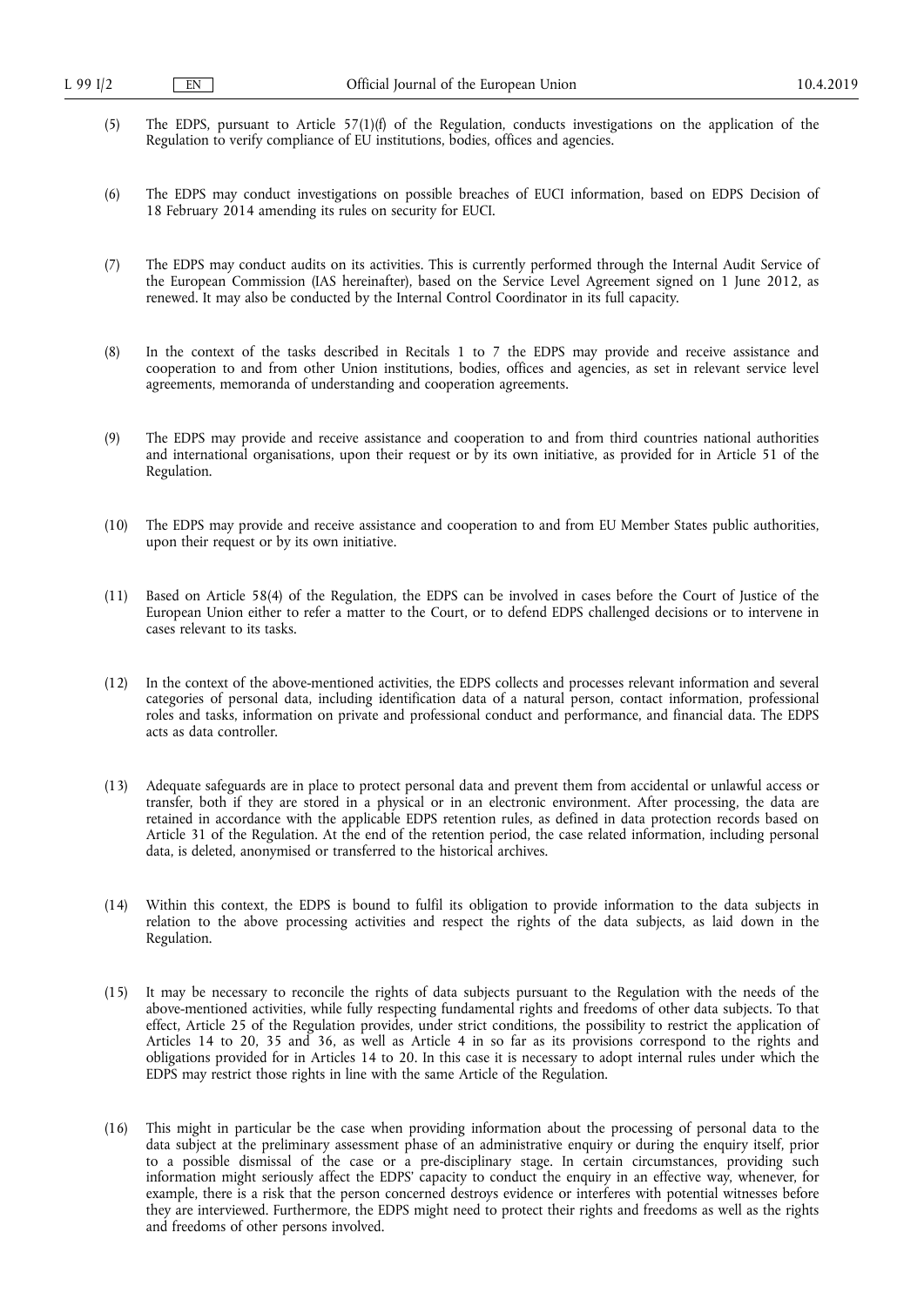(5) The EDPS, pursuant to Article 57(1)(f) of the Regulation, conducts investigations on the application of the Regulation to verify compliance of EU institutions, bodies, offices and agencies.

(6) The EDPS may conduct investigations on possible breaches of EUCI information, based on EDPS Decision of 18 February 2014 amending its rules on security for EUCI.

(7) The EDPS may conduct audits on its activities. This is currently performed through the Internal Audit Service of the European Commission (IAS hereinafter), based on the Service Level Agreement signed on 1 June 2012, as renewed. It may also be conducted by the Internal Control Coordinator in its full capacity.

(8) In the context of the tasks described in Recitals 1 to 7 the EDPS may provide and receive assistance and cooperation to and from other Union institutions, bodies, offices and agencies, as set in relevant service level agreements, memoranda of understanding and cooperation agreements.

(9) The EDPS may provide and receive assistance and cooperation to and from third countries national authorities and international organisations, upon their request or by its own initiative, as provided for in Article 51 of the Regulation.

(10) The EDPS may provide and receive assistance and cooperation to and from EU Member States public authorities, upon their request or by its own initiative.

(11) Based on Article 58(4) of the Regulation, the EDPS can be involved in cases before the Court of Justice of the European Union either to refer a matter to the Court, or to defend EDPS challenged decisions or to intervene in cases relevant to its tasks.

(12) In the context of the above-mentioned activities, the EDPS collects and processes relevant information and several categories of personal data, including identification data of a natural person, contact information, professional roles and tasks, information on private and professional conduct and performance, and financial data. The EDPS acts as data controller.

(13) Adequate safeguards are in place to protect personal data and prevent them from accidental or unlawful access or transfer, both if they are stored in a physical or in an electronic environment. After processing, the data are retained in accordance with the applicable EDPS retention rules, as defined in data protection records based on Article 31 of the Regulation. At the end of the retention period, the case related information, including personal data, is deleted, anonymised or transferred to the historical archives.

(14) Within this context, the EDPS is bound to fulfil its obligation to provide information to the data subjects in relation to the above processing activities and respect the rights of the data subjects, as laid down in the Regulation.

(15) It may be necessary to reconcile the rights of data subjects pursuant to the Regulation with the needs of the above-mentioned activities, while fully respecting fundamental rights and freedoms of other data subjects. To that effect, Article 25 of the Regulation provides, under strict conditions, the possibility to restrict the application of Articles 14 to 20, 35 and 36, as well as Article 4 in so far as its provisions correspond to the rights and obligations provided for in Articles 14 to 20. In this case it is necessary to adopt internal rules under which the EDPS may restrict those rights in line with the same Article of the Regulation.

(16) This might in particular be the case when providing information about the processing of personal data to the data subject at the preliminary assessment phase of an administrative enquiry or during the enquiry itself, prior to a possible dismissal of the case or a pre-disciplinary stage. In certain circumstances, providing such information might seriously affect the EDPS' capacity to conduct the enquiry in an effective way, whenever, for example, there is a risk that the person concerned destroys evidence or interferes with potential witnesses before they are interviewed. Furthermore, the EDPS might need to protect their rights and freedoms as well as the rights and freedoms of other persons involved.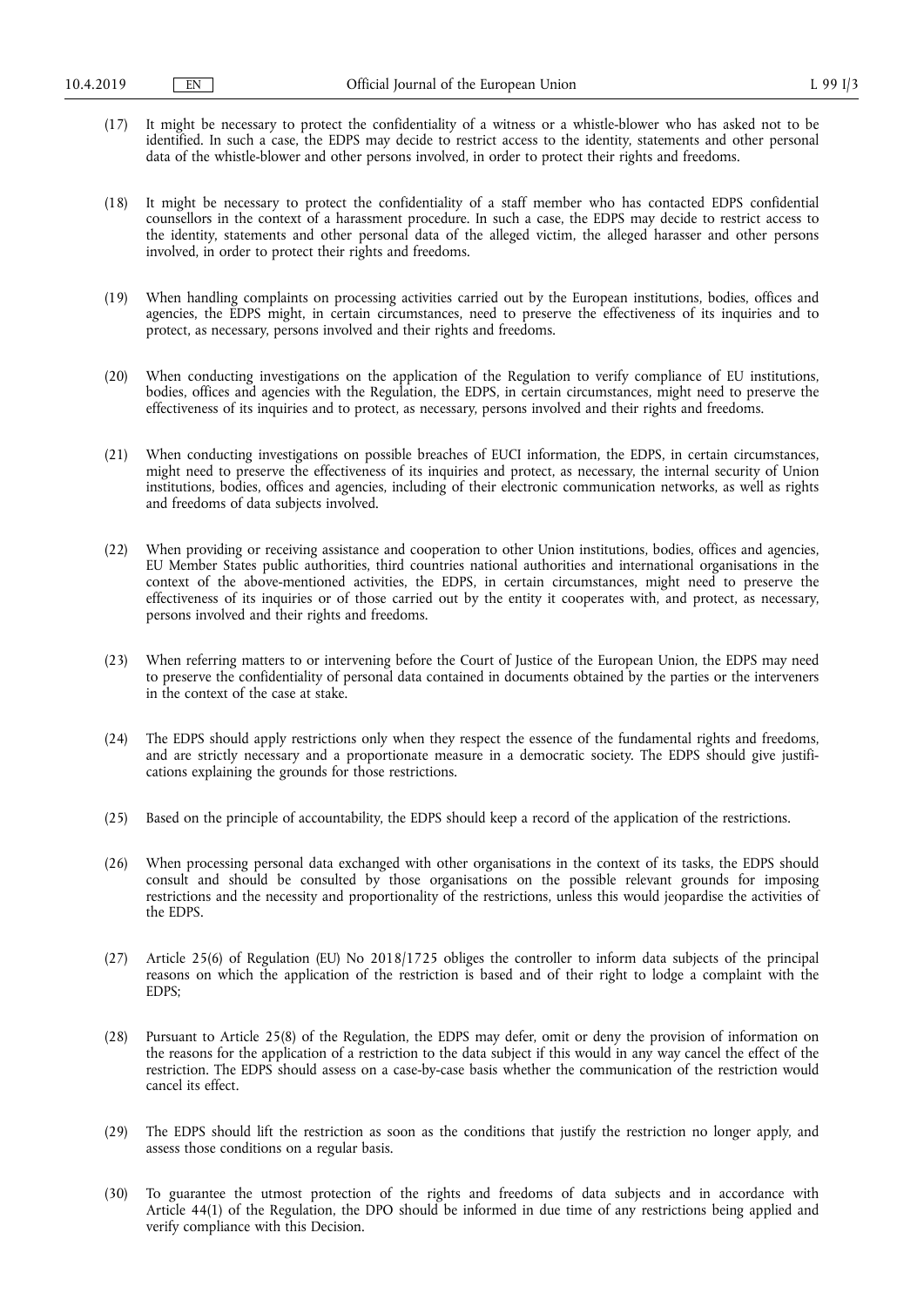(17) It might be necessary to protect the confidentiality of a witness or a whistle-blower who has asked not to be identified. In such a case, the EDPS may decide to restrict access to the identity, statements and other personal data of the whistle-blower and other persons involved, in order to protect their rights and freedoms.

(18) It might be necessary to protect the confidentiality of a staff member who has contacted EDPS confidential counsellors in the context of a harassment procedure. In such a case, the EDPS may decide to restrict access to the identity, statements and other personal data of the alleged victim, the alleged harasser and other persons involved, in order to protect their rights and freedoms.

(19) When handling complaints on processing activities carried out by the European institutions, bodies, offices and agencies, the EDPS might, in certain circumstances, need to preserve the effectiveness of its inquiries and to protect, as necessary, persons involved and their rights and freedoms.

(20) When conducting investigations on the application of the Regulation to verify compliance of EU institutions, bodies, offices and agencies with the Regulation, the EDPS, in certain circumstances, might need to preserve the effectiveness of its inquiries and to protect, as necessary, persons involved and their rights and freedoms.

(21) When conducting investigations on possible breaches of EUCI information, the EDPS, in certain circumstances, might need to preserve the effectiveness of its inquiries and protect, as necessary, the internal security of Union institutions, bodies, offices and agencies, including of their electronic communication networks, as well as rights and freedoms of data subjects involved.

(22) When providing or receiving assistance and cooperation to other Union institutions, bodies, offices and agencies, EU Member States public authorities, third countries national authorities and international organisations in the context of the above-mentioned activities, the EDPS, in certain circumstances, might need to preserve the effectiveness of its inquiries or of those carried out by the entity it cooperates with, and protect, as necessary, persons involved and their rights and freedoms.

(23) When referring matters to or intervening before the Court of Justice of the European Union, the EDPS may need to preserve the confidentiality of personal data contained in documents obtained by the parties or the interveners in the context of the case at stake.

(24) The EDPS should apply restrictions only when they respect the essence of the fundamental rights and freedoms, and are strictly necessary and a proportionate measure in a democratic society. The EDPS should give justifications explaining the grounds for those restrictions.

(25) Based on the principle of accountability, the EDPS should keep a record of the application of the restrictions.

(26) When processing personal data exchanged with other organisations in the context of its tasks, the EDPS should consult and should be consulted by those organisations on the possible relevant grounds for imposing restrictions and the necessity and proportionality of the restrictions, unless this would jeopardise the activities of the EDPS.

(27) Article 25(6) of Regulation (EU) No 2018/1725 obliges the controller to inform data subjects of the principal reasons on which the application of the restriction is based and of their right to lodge a complaint with the EDPS;

(28) Pursuant to Article 25(8) of the Regulation, the EDPS may defer, omit or deny the provision of information on the reasons for the application of a restriction to the data subject if this would in any way cancel the effect of the restriction. The EDPS should assess on a case-by-case basis whether the communication of the restriction would cancel its effect.

(29) The EDPS should lift the restriction as soon as the conditions that justify the restriction no longer apply, and assess those conditions on a regular basis.

(30) To guarantee the utmost protection of the rights and freedoms of data subjects and in accordance with Article 44(1) of the Regulation, the DPO should be informed in due time of any restrictions being applied and verify compliance with this Decision.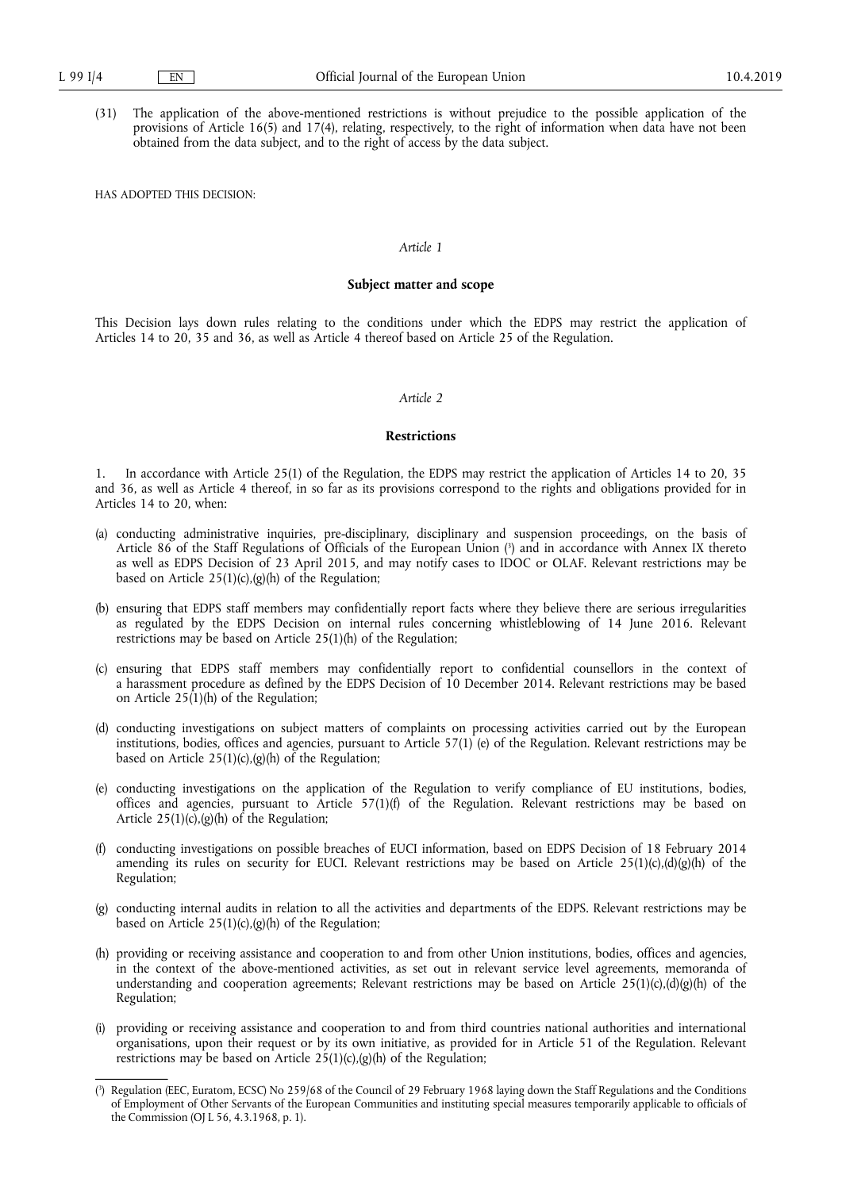(31) The application of the above-mentioned restrictions is without prejudice to the possible application of the provisions of Article 16(5) and 17(4), relating, respectively, to the right of information when data have not been obtained from the data subject, and to the right of access by the data subject.

HAS ADOPTED THIS DECISION:

*Article 1*

**Subject matter and scope**

This Decision lays down rules relating to the conditions under which the EDPS may restrict the application of Articles 14 to 20, 35 and 36, as well as Article 4 thereof based on Article 25 of the Regulation.

*Article 2*

**Restrictions**

1. In accordance with Article 25(1) of the Regulation, the EDPS may restrict the application of Articles 14 to 20, 35 and 36, as well as Article 4 thereof, in so far as its provisions correspond to the rights and obligations provided for in Articles 14 to 20, when:

(a) conducting administrative inquiries, pre-disciplinary, disciplinary and suspension proceedings, on the basis of Article 86 of the Staff Regulations of Officials of the European Union [3] and in accordance with Annex IX thereto as well as EDPS Decision of 23 April 2015, and may notify cases to IDOC or OLAF. Relevant restrictions may be based on Article 25(1)(c),(g)(h) of the Regulation;

(b) ensuring that EDPS staff members may confidentially report facts where they believe there are serious irregularities as regulated by the EDPS Decision on internal rules concerning whistleblowing of 14 June 2016. Relevant restrictions may be based on Article 25(1)(h) of the Regulation;

(c) ensuring that EDPS staff members may confidentially report to confidential counsellors in the context of a harassment procedure as defined by the EDPS Decision of 10 December 2014. Relevant restrictions may be based on Article 25(1)(h) of the Regulation;

(d) conducting investigations on subject matters of complaints on processing activities carried out by the European institutions, bodies, offices and agencies, pursuant to Article 57(1) (e) of the Regulation. Relevant restrictions may be based on Article 25(1)(c),(g)(h) of the Regulation;

(e) conducting investigations on the application of the Regulation to verify compliance of EU institutions, bodies, offices and agencies, pursuant to Article 57(1)(f) of the Regulation. Relevant restrictions may be based on Article 25(1)(c),(g)(h) of the Regulation;

(f) conducting investigations on possible breaches of EUCI information, based on EDPS Decision of 18 February 2014 amending its rules on security for EUCI. Relevant restrictions may be based on Article 25(1)(c),(d)(g)(h) of the Regulation;

(g) conducting internal audits in relation to all the activities and departments of the EDPS. Relevant restrictions may be based on Article 25(1)(c),(g)(h) of the Regulation;

(h) providing or receiving assistance and cooperation to and from other Union institutions, bodies, offices and agencies, in the context of the above-mentioned activities, as set out in relevant service level agreements, memoranda of understanding and cooperation agreements; Relevant restrictions may be based on Article 25(1)(c),(d)(g)(h) of the Regulation;

(i) providing or receiving assistance and cooperation to and from third countries national authorities and international organisations, upon their request or by its own initiative, as provided for in Article 51 of the Regulation. Relevant restrictions may be based on Article 25(1)(c),(g)(h) of the Regulation;

---

[3] Regulation (EEC, Euratom, ECSC) No 259/68 of the Council of 29 February 1968 laying down the Staff Regulations and the Conditions of Employment of Other Servants of the European Communities and instituting special measures temporarily applicable to officials of the Commission (OJ L 56, 4.3.1968, p. 1).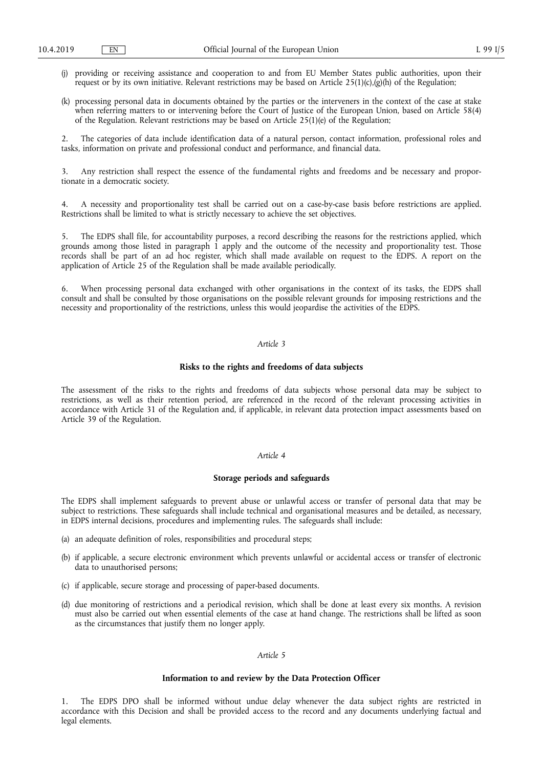(j) providing or receiving assistance and cooperation to and from EU Member States public authorities, upon their request or by its own initiative. Relevant restrictions may be based on Article 25(1)(c),(g)(h) of the Regulation;

(k) processing personal data in documents obtained by the parties or the interveners in the context of the case at stake when referring matters to or intervening before the Court of Justice of the European Union, based on Article 58(4) of the Regulation. Relevant restrictions may be based on Article 25(1)(e) of the Regulation;

2. The categories of data include identification data of a natural person, contact information, professional roles and tasks, information on private and professional conduct and performance, and financial data.

3. Any restriction shall respect the essence of the fundamental rights and freedoms and be necessary and proportionate in a democratic society.

4. A necessity and proportionality test shall be carried out on a case-by-case basis before restrictions are applied. Restrictions shall be limited to what is strictly necessary to achieve the set objectives.

5. The EDPS shall file, for accountability purposes, a record describing the reasons for the restrictions applied, which grounds among those listed in paragraph 1 apply and the outcome of the necessity and proportionality test. Those records shall be part of an ad hoc register, which shall made available on request to the EDPS. A report on the application of Article 25 of the Regulation shall be made available periodically.

6. When processing personal data exchanged with other organisations in the context of its tasks, the EDPS shall consult and shall be consulted by those organisations on the possible relevant grounds for imposing restrictions and the necessity and proportionality of the restrictions, unless this would jeopardise the activities of the EDPS.

*Article 3*

**Risks to the rights and freedoms of data subjects**

The assessment of the risks to the rights and freedoms of data subjects whose personal data may be subject to restrictions, as well as their retention period, are referenced in the record of the relevant processing activities in accordance with Article 31 of the Regulation and, if applicable, in relevant data protection impact assessments based on Article 39 of the Regulation.

*Article 4*

**Storage periods and safeguards**

The EDPS shall implement safeguards to prevent abuse or unlawful access or transfer of personal data that may be subject to restrictions. These safeguards shall include technical and organisational measures and be detailed, as necessary, in EDPS internal decisions, procedures and implementing rules. The safeguards shall include:

(a) an adequate definition of roles, responsibilities and procedural steps;

(b) if applicable, a secure electronic environment which prevents unlawful or accidental access or transfer of electronic data to unauthorised persons;

(c) if applicable, secure storage and processing of paper-based documents.

(d) due monitoring of restrictions and a periodical revision, which shall be done at least every six months. A revision must also be carried out when essential elements of the case at hand change. The restrictions shall be lifted as soon as the circumstances that justify them no longer apply.

*Article 5*

**Information to and review by the Data Protection Officer**

1. The EDPS DPO shall be informed without undue delay whenever the data subject rights are restricted in accordance with this Decision and shall be provided access to the record and any documents underlying factual and legal elements.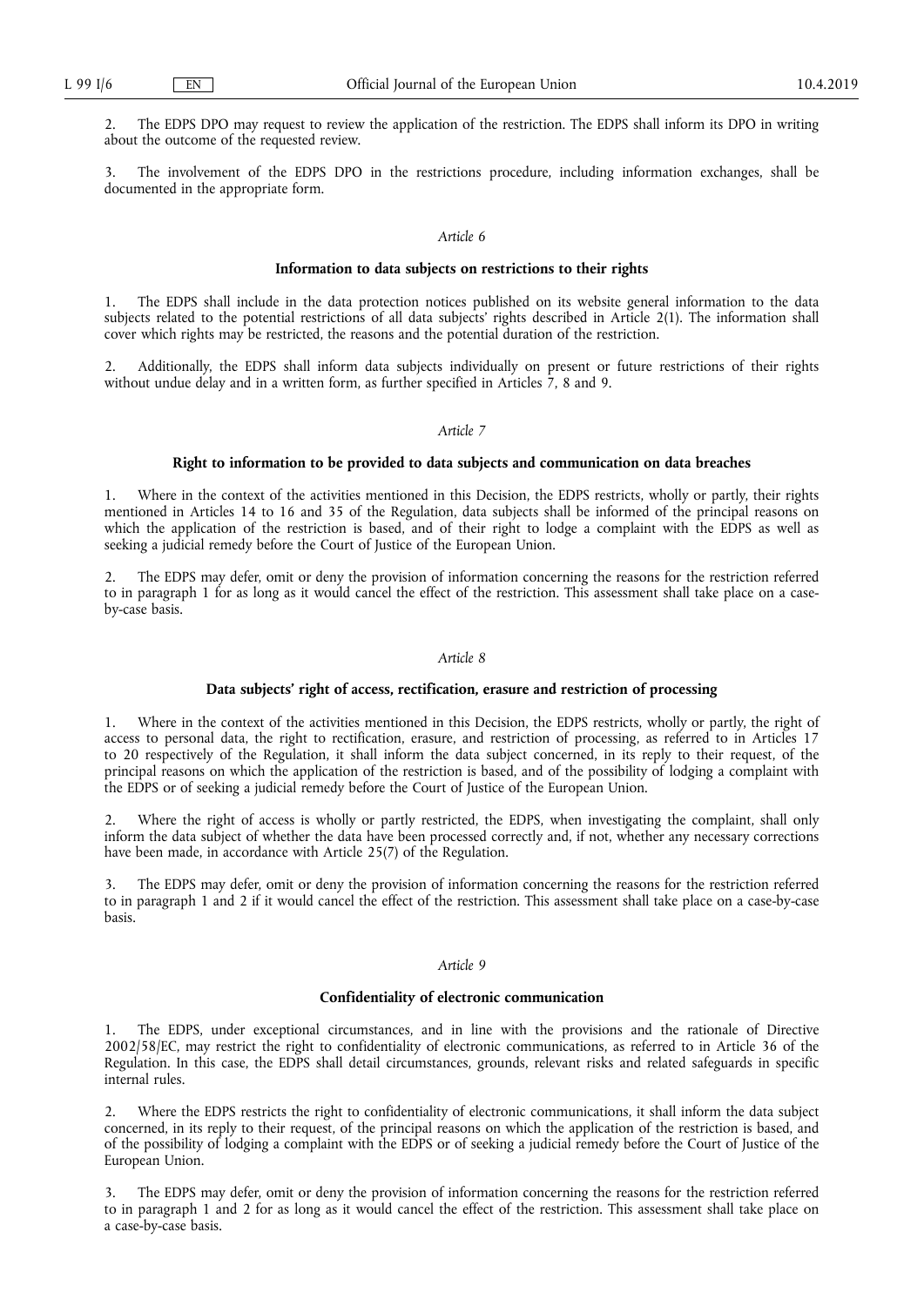2. The EDPS DPO may request to review the application of the restriction. The EDPS shall inform its DPO in writing about the outcome of the requested review.

3. The involvement of the EDPS DPO in the restrictions procedure, including information exchanges, shall be documented in the appropriate form.

*Article 6*

**Information to data subjects on restrictions to their rights**

1. The EDPS shall include in the data protection notices published on its website general information to the data subjects related to the potential restrictions of all data subjects' rights described in Article 2(1). The information shall cover which rights may be restricted, the reasons and the potential duration of the restriction.

2. Additionally, the EDPS shall inform data subjects individually on present or future restrictions of their rights without undue delay and in a written form, as further specified in Articles 7, 8 and 9.

*Article 7*

**Right to information to be provided to data subjects and communication on data breaches**

1. Where in the context of the activities mentioned in this Decision, the EDPS restricts, wholly or partly, their rights mentioned in Articles 14 to 16 and 35 of the Regulation, data subjects shall be informed of the principal reasons on which the application of the restriction is based, and of their right to lodge a complaint with the EDPS as well as seeking a judicial remedy before the Court of Justice of the European Union.

2. The EDPS may defer, omit or deny the provision of information concerning the reasons for the restriction referred to in paragraph 1 for as long as it would cancel the effect of the restriction. This assessment shall take place on a case-by-case basis.

*Article 8*

**Data subjects' right of access, rectification, erasure and restriction of processing**

1. Where in the context of the activities mentioned in this Decision, the EDPS restricts, wholly or partly, the right of access to personal data, the right to rectification, erasure, and restriction of processing, as referred to in Articles 17 to 20 respectively of the Regulation, it shall inform the data subject concerned, in its reply to their request, of the principal reasons on which the application of the restriction is based, and of the possibility of lodging a complaint with the EDPS or of seeking a judicial remedy before the Court of Justice of the European Union.

2. Where the right of access is wholly or partly restricted, the EDPS, when investigating the complaint, shall only inform the data subject of whether the data have been processed correctly and, if not, whether any necessary corrections have been made, in accordance with Article 25(7) of the Regulation.

3. The EDPS may defer, omit or deny the provision of information concerning the reasons for the restriction referred to in paragraph 1 and 2 if it would cancel the effect of the restriction. This assessment shall take place on a case-by-case basis.

*Article 9*

**Confidentiality of electronic communication**

1. The EDPS, under exceptional circumstances, and in line with the provisions and the rationale of Directive 2002/58/EC, may restrict the right to confidentiality of electronic communications, as referred to in Article 36 of the Regulation. In this case, the EDPS shall detail circumstances, grounds, relevant risks and related safeguards in specific internal rules.

2. Where the EDPS restricts the right to confidentiality of electronic communications, it shall inform the data subject concerned, in its reply to their request, of the principal reasons on which the application of the restriction is based, and of the possibility of lodging a complaint with the EDPS or of seeking a judicial remedy before the Court of Justice of the European Union.

3. The EDPS may defer, omit or deny the provision of information concerning the reasons for the restriction referred to in paragraph 1 and 2 for as long as it would cancel the effect of the restriction. This assessment shall take place on a case-by-case basis.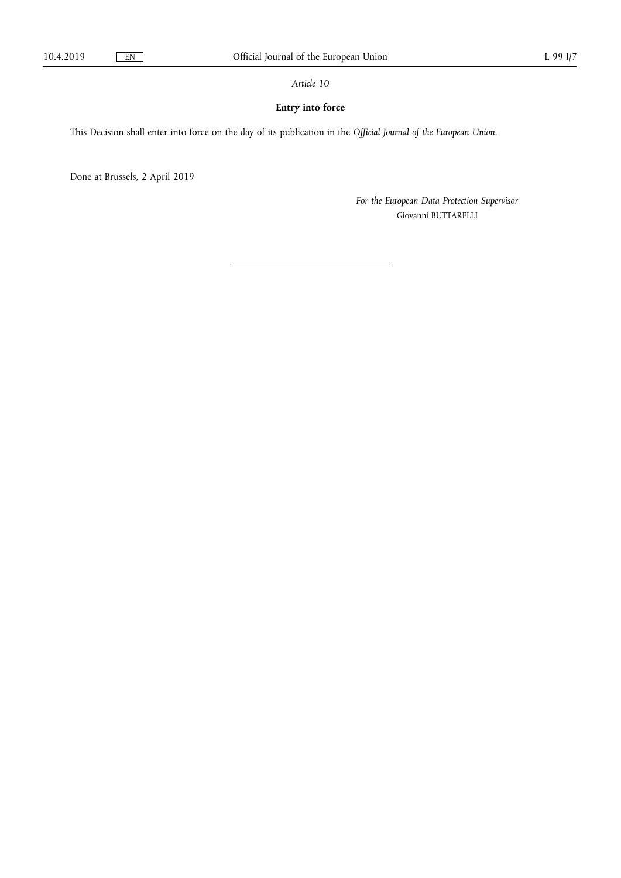*Article 10*

**Entry into force**

This Decision shall enter into force on the day of its publication in the *Official Journal of the European Union*.

Done at Brussels, 2 April 2019

*For the European Data Protection Supervisor*
Giovanni BUTTARELLI